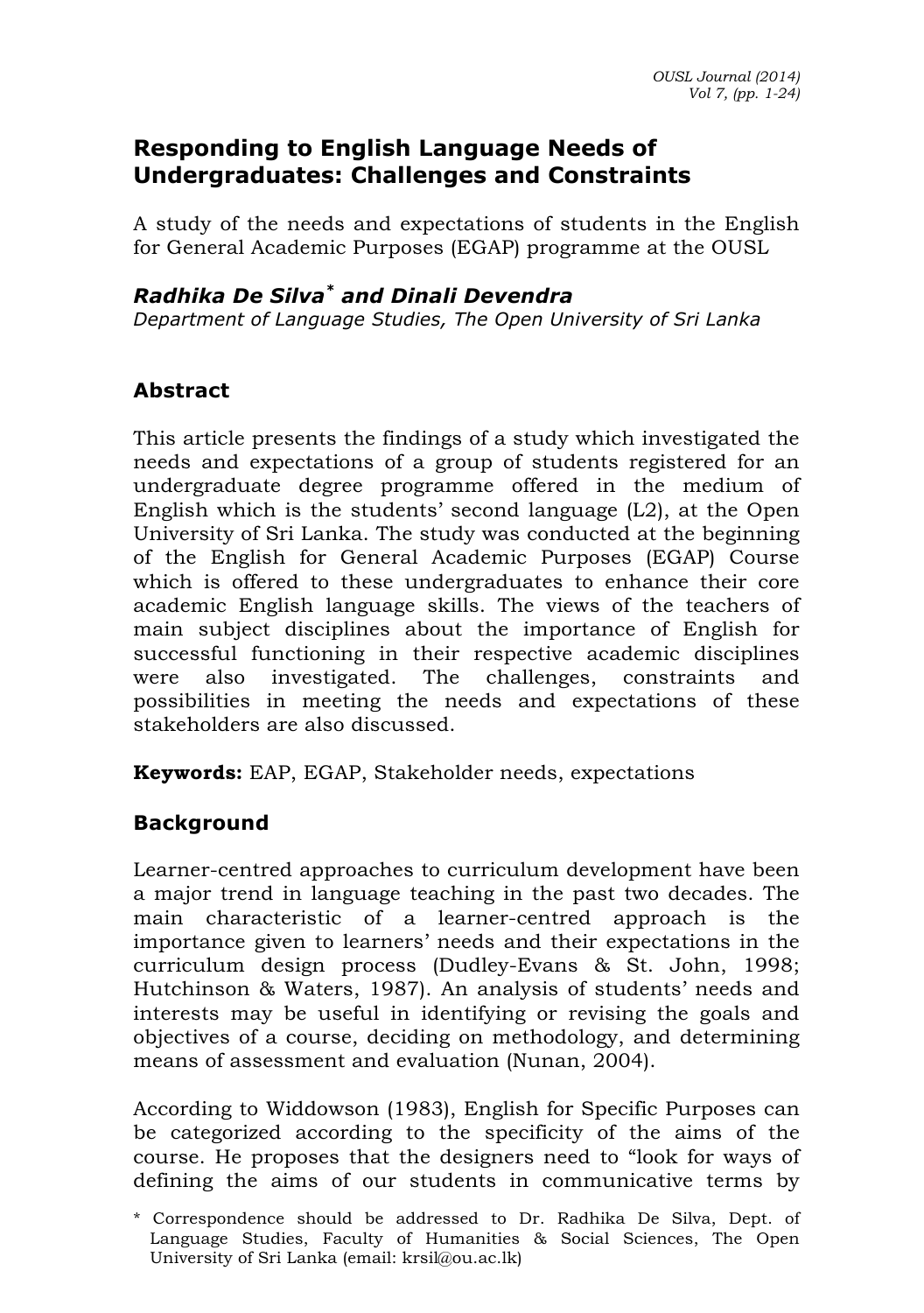# Responding to English Language Needs of Undergraduates: Challenges and Constraints

A study of the needs and expectations of students in the English for General Academic Purposes (EGAP) programme at the OUSL

***Radhika De Silva*** [*] ***and Dinali Devendra***

*Department of Language Studies, The Open University of Sri Lanka*

## Abstract

This article presents the findings of a study which investigated the needs and expectations of a group of students registered for an undergraduate degree programme offered in the medium of English which is the students' second language (L2), at the Open University of Sri Lanka. The study was conducted at the beginning of the English for General Academic Purposes (EGAP) Course which is offered to these undergraduates to enhance their core academic English language skills. The views of the teachers of main subject disciplines about the importance of English for successful functioning in their respective academic disciplines were also investigated. The challenges, constraints and possibilities in meeting the needs and expectations of these stakeholders are also discussed.

**Keywords:** EAP, EGAP, Stakeholder needs, expectations

## Background

Learner-centred approaches to curriculum development have been a major trend in language teaching in the past two decades. The main characteristic of a learner-centred approach is the importance given to learners' needs and their expectations in the curriculum design process (Dudley-Evans & St. John, 1998; Hutchinson & Waters, 1987). An analysis of students' needs and interests may be useful in identifying or revising the goals and objectives of a course, deciding on methodology, and determining means of assessment and evaluation (Nunan, 2004).

According to Widdowson (1983), English for Specific Purposes can be categorized according to the specificity of the aims of the course. He proposes that the designers need to "look for ways of defining the aims of our students in communicative terms by

---

[*] Correspondence should be addressed to Dr. Radhika De Silva, Dept. of Language Studies, Faculty of Humanities & Social Sciences, The Open University of Sri Lanka (email: krsil@ou.ac.lk)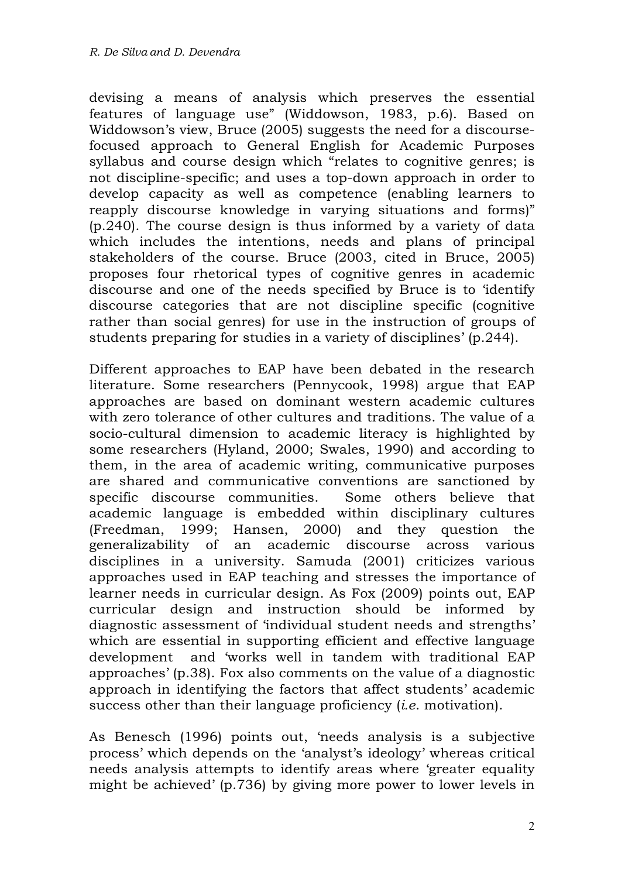devising a means of analysis which preserves the essential features of language use" (Widdowson, 1983, p.6). Based on Widdowson's view, Bruce (2005) suggests the need for a discourse-focused approach to General English for Academic Purposes syllabus and course design which "relates to cognitive genres; is not discipline-specific; and uses a top-down approach in order to develop capacity as well as competence (enabling learners to reapply discourse knowledge in varying situations and forms)" (p.240). The course design is thus informed by a variety of data which includes the intentions, needs and plans of principal stakeholders of the course. Bruce (2003, cited in Bruce, 2005) proposes four rhetorical types of cognitive genres in academic discourse and one of the needs specified by Bruce is to 'identify discourse categories that are not discipline specific (cognitive rather than social genres) for use in the instruction of groups of students preparing for studies in a variety of disciplines' (p.244).

Different approaches to EAP have been debated in the research literature. Some researchers (Pennycook, 1998) argue that EAP approaches are based on dominant western academic cultures with zero tolerance of other cultures and traditions. The value of a socio-cultural dimension to academic literacy is highlighted by some researchers (Hyland, 2000; Swales, 1990) and according to them, in the area of academic writing, communicative purposes are shared and communicative conventions are sanctioned by specific discourse communities. Some others believe that academic language is embedded within disciplinary cultures (Freedman, 1999; Hansen, 2000) and they question the generalizability of an academic discourse across various disciplines in a university. Samuda (2001) criticizes various approaches used in EAP teaching and stresses the importance of learner needs in curricular design. As Fox (2009) points out, EAP curricular design and instruction should be informed by diagnostic assessment of 'individual student needs and strengths' which are essential in supporting efficient and effective language development and 'works well in tandem with traditional EAP approaches' (p.38). Fox also comments on the value of a diagnostic approach in identifying the factors that affect students' academic success other than their language proficiency (*i.e.* motivation).

As Benesch (1996) points out, 'needs analysis is a subjective process' which depends on the 'analyst's ideology' whereas critical needs analysis attempts to identify areas where 'greater equality might be achieved' (p.736) by giving more power to lower levels in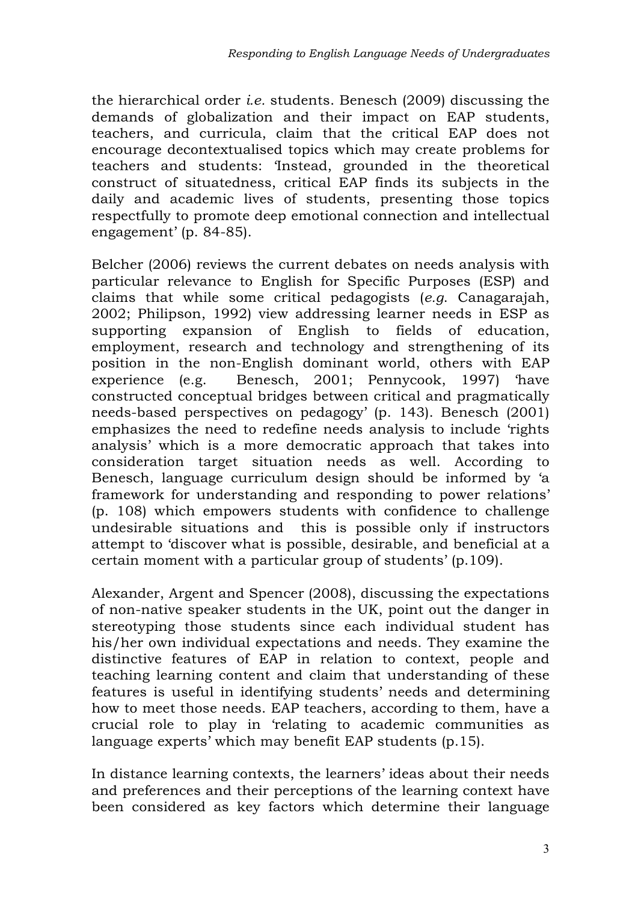the hierarchical order *i.e.* students. Benesch (2009) discussing the demands of globalization and their impact on EAP students, teachers, and curricula, claim that the critical EAP does not encourage decontextualised topics which may create problems for teachers and students: 'Instead, grounded in the theoretical construct of situatedness, critical EAP finds its subjects in the daily and academic lives of students, presenting those topics respectfully to promote deep emotional connection and intellectual engagement' (p. 84-85).

Belcher (2006) reviews the current debates on needs analysis with particular relevance to English for Specific Purposes (ESP) and claims that while some critical pedagogists (*e.g.* Canagarajah, 2002; Philipson, 1992) view addressing learner needs in ESP as supporting expansion of English to fields of education, employment, research and technology and strengthening of its position in the non-English dominant world, others with EAP experience (e.g. Benesch, 2001; Pennycook, 1997) 'have constructed conceptual bridges between critical and pragmatically needs-based perspectives on pedagogy' (p. 143). Benesch (2001) emphasizes the need to redefine needs analysis to include 'rights analysis' which is a more democratic approach that takes into consideration target situation needs as well. According to Benesch, language curriculum design should be informed by 'a framework for understanding and responding to power relations' (p. 108) which empowers students with confidence to challenge undesirable situations and this is possible only if instructors attempt to 'discover what is possible, desirable, and beneficial at a certain moment with a particular group of students' (p.109).

Alexander, Argent and Spencer (2008), discussing the expectations of non-native speaker students in the UK, point out the danger in stereotyping those students since each individual student has his/her own individual expectations and needs. They examine the distinctive features of EAP in relation to context, people and teaching learning content and claim that understanding of these features is useful in identifying students' needs and determining how to meet those needs. EAP teachers, according to them, have a crucial role to play in 'relating to academic communities as language experts' which may benefit EAP students (p.15).

In distance learning contexts, the learners' ideas about their needs and preferences and their perceptions of the learning context have been considered as key factors which determine their language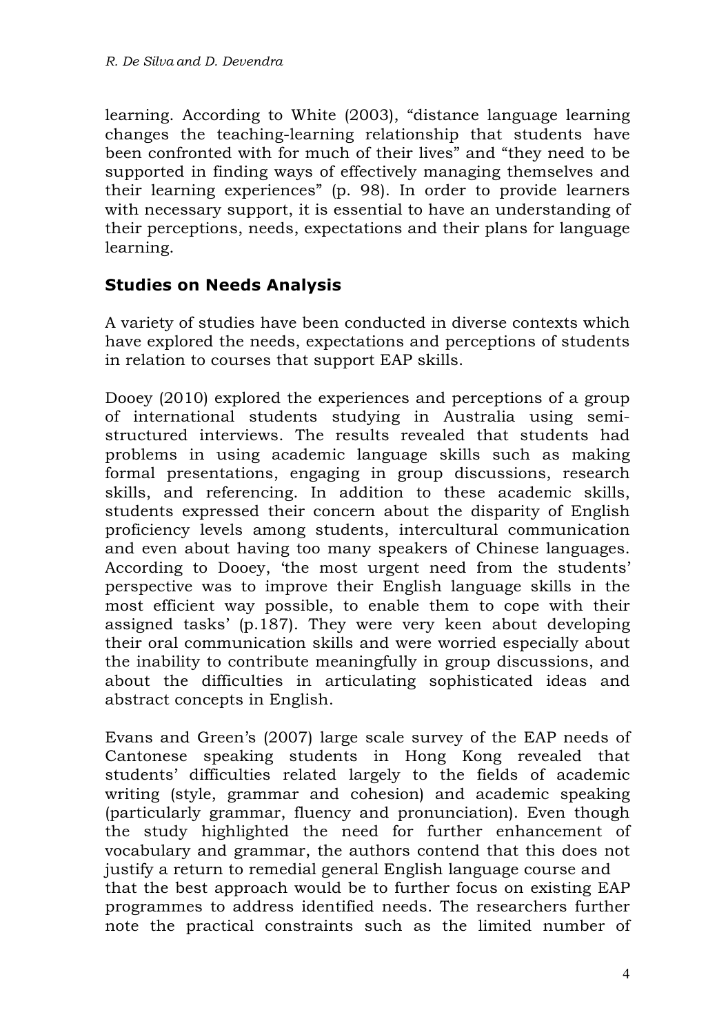learning. According to White (2003), "distance language learning changes the teaching-learning relationship that students have been confronted with for much of their lives" and "they need to be supported in finding ways of effectively managing themselves and their learning experiences" (p. 98). In order to provide learners with necessary support, it is essential to have an understanding of their perceptions, needs, expectations and their plans for language learning.

## Studies on Needs Analysis

A variety of studies have been conducted in diverse contexts which have explored the needs, expectations and perceptions of students in relation to courses that support EAP skills.

Dooey (2010) explored the experiences and perceptions of a group of international students studying in Australia using semi-structured interviews. The results revealed that students had problems in using academic language skills such as making formal presentations, engaging in group discussions, research skills, and referencing. In addition to these academic skills, students expressed their concern about the disparity of English proficiency levels among students, intercultural communication and even about having too many speakers of Chinese languages. According to Dooey, 'the most urgent need from the students' perspective was to improve their English language skills in the most efficient way possible, to enable them to cope with their assigned tasks' (p.187). They were very keen about developing their oral communication skills and were worried especially about the inability to contribute meaningfully in group discussions, and about the difficulties in articulating sophisticated ideas and abstract concepts in English.

Evans and Green's (2007) large scale survey of the EAP needs of Cantonese speaking students in Hong Kong revealed that students' difficulties related largely to the fields of academic writing (style, grammar and cohesion) and academic speaking (particularly grammar, fluency and pronunciation). Even though the study highlighted the need for further enhancement of vocabulary and grammar, the authors contend that this does not justify a return to remedial general English language course and that the best approach would be to further focus on existing EAP programmes to address identified needs. The researchers further note the practical constraints such as the limited number of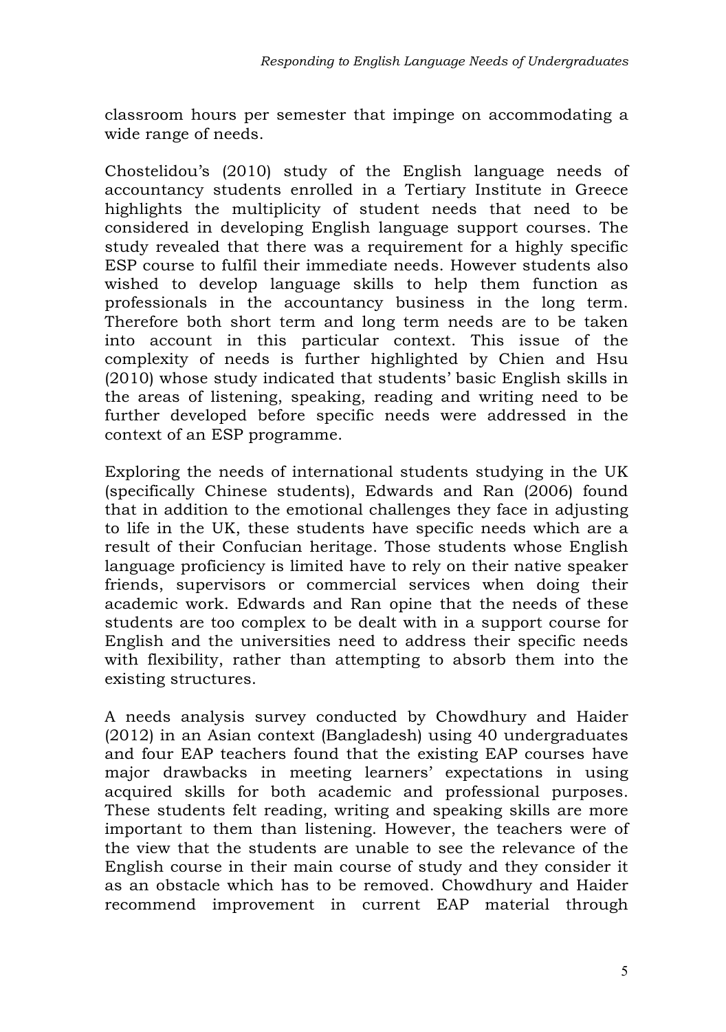classroom hours per semester that impinge on accommodating a wide range of needs.

Chostelidou's (2010) study of the English language needs of accountancy students enrolled in a Tertiary Institute in Greece highlights the multiplicity of student needs that need to be considered in developing English language support courses. The study revealed that there was a requirement for a highly specific ESP course to fulfil their immediate needs. However students also wished to develop language skills to help them function as professionals in the accountancy business in the long term. Therefore both short term and long term needs are to be taken into account in this particular context. This issue of the complexity of needs is further highlighted by Chien and Hsu (2010) whose study indicated that students' basic English skills in the areas of listening, speaking, reading and writing need to be further developed before specific needs were addressed in the context of an ESP programme.

Exploring the needs of international students studying in the UK (specifically Chinese students), Edwards and Ran (2006) found that in addition to the emotional challenges they face in adjusting to life in the UK, these students have specific needs which are a result of their Confucian heritage. Those students whose English language proficiency is limited have to rely on their native speaker friends, supervisors or commercial services when doing their academic work. Edwards and Ran opine that the needs of these students are too complex to be dealt with in a support course for English and the universities need to address their specific needs with flexibility, rather than attempting to absorb them into the existing structures.

A needs analysis survey conducted by Chowdhury and Haider (2012) in an Asian context (Bangladesh) using 40 undergraduates and four EAP teachers found that the existing EAP courses have major drawbacks in meeting learners' expectations in using acquired skills for both academic and professional purposes. These students felt reading, writing and speaking skills are more important to them than listening. However, the teachers were of the view that the students are unable to see the relevance of the English course in their main course of study and they consider it as an obstacle which has to be removed. Chowdhury and Haider recommend improvement in current EAP material through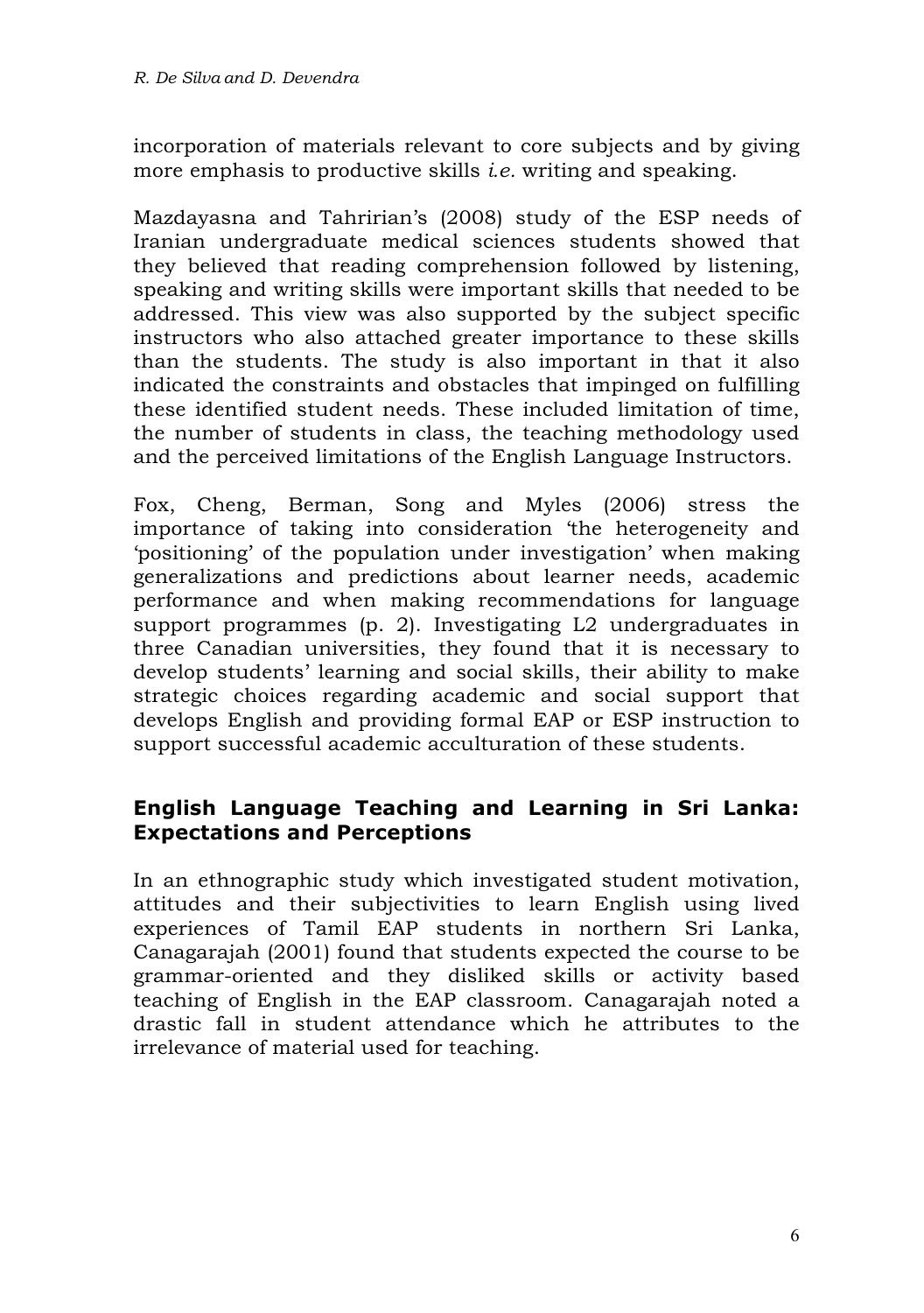incorporation of materials relevant to core subjects and by giving more emphasis to productive skills *i.e.* writing and speaking.

Mazdayasna and Tahririan's (2008) study of the ESP needs of Iranian undergraduate medical sciences students showed that they believed that reading comprehension followed by listening, speaking and writing skills were important skills that needed to be addressed. This view was also supported by the subject specific instructors who also attached greater importance to these skills than the students. The study is also important in that it also indicated the constraints and obstacles that impinged on fulfilling these identified student needs. These included limitation of time, the number of students in class, the teaching methodology used and the perceived limitations of the English Language Instructors.

Fox, Cheng, Berman, Song and Myles (2006) stress the importance of taking into consideration 'the heterogeneity and 'positioning' of the population under investigation' when making generalizations and predictions about learner needs, academic performance and when making recommendations for language support programmes (p. 2). Investigating L2 undergraduates in three Canadian universities, they found that it is necessary to develop students' learning and social skills, their ability to make strategic choices regarding academic and social support that develops English and providing formal EAP or ESP instruction to support successful academic acculturation of these students.

## English Language Teaching and Learning in Sri Lanka: Expectations and Perceptions

In an ethnographic study which investigated student motivation, attitudes and their subjectivities to learn English using lived experiences of Tamil EAP students in northern Sri Lanka, Canagarajah (2001) found that students expected the course to be grammar-oriented and they disliked skills or activity based teaching of English in the EAP classroom. Canagarajah noted a drastic fall in student attendance which he attributes to the irrelevance of material used for teaching.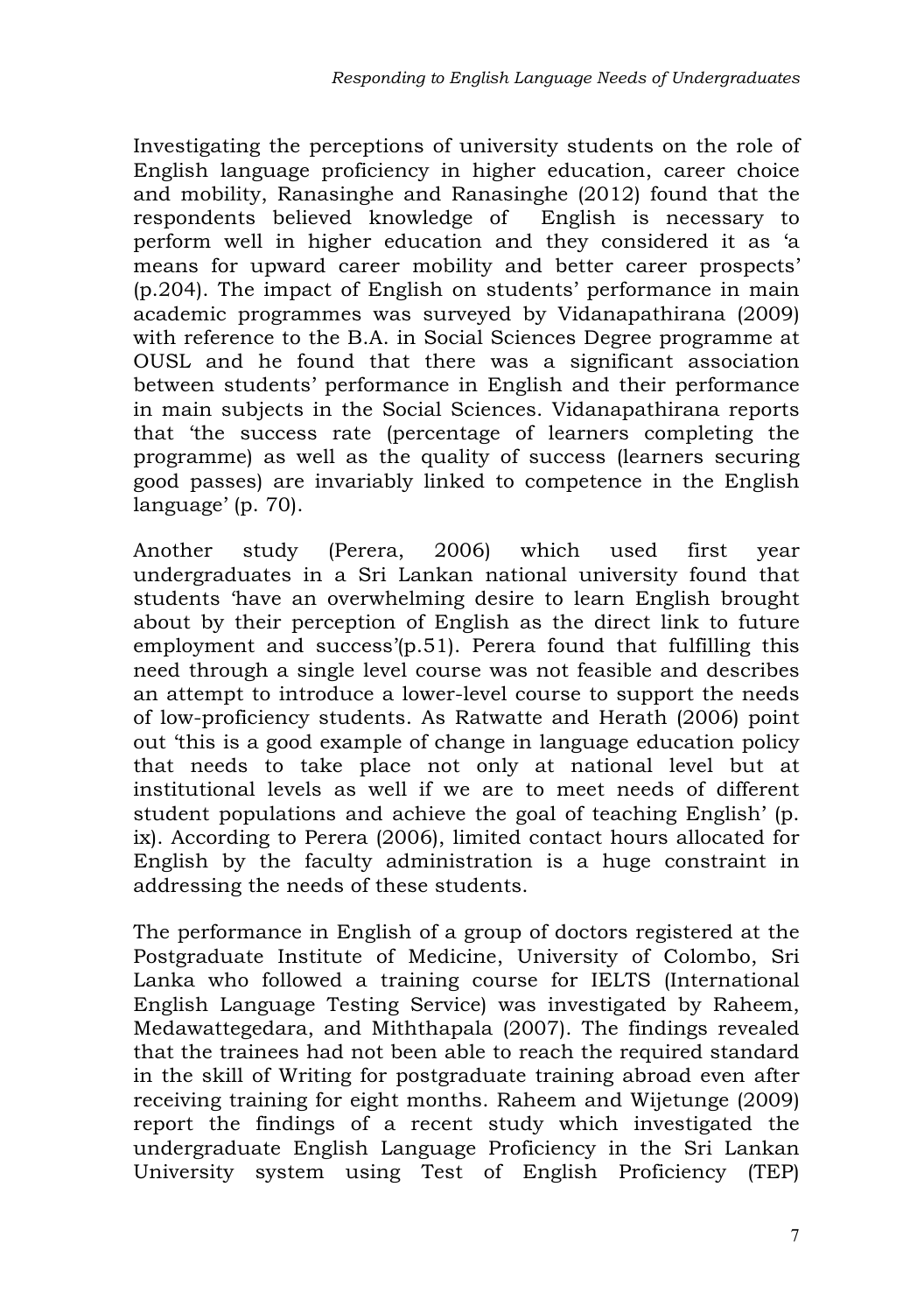Investigating the perceptions of university students on the role of English language proficiency in higher education, career choice and mobility, Ranasinghe and Ranasinghe (2012) found that the respondents believed knowledge of English is necessary to perform well in higher education and they considered it as 'a means for upward career mobility and better career prospects' (p.204). The impact of English on students' performance in main academic programmes was surveyed by Vidanapathirana (2009) with reference to the B.A. in Social Sciences Degree programme at OUSL and he found that there was a significant association between students' performance in English and their performance in main subjects in the Social Sciences. Vidanapathirana reports that 'the success rate (percentage of learners completing the programme) as well as the quality of success (learners securing good passes) are invariably linked to competence in the English language' (p. 70).

Another study (Perera, 2006) which used first year undergraduates in a Sri Lankan national university found that students 'have an overwhelming desire to learn English brought about by their perception of English as the direct link to future employment and success'(p.51). Perera found that fulfilling this need through a single level course was not feasible and describes an attempt to introduce a lower-level course to support the needs of low-proficiency students. As Ratwatte and Herath (2006) point out 'this is a good example of change in language education policy that needs to take place not only at national level but at institutional levels as well if we are to meet needs of different student populations and achieve the goal of teaching English' (p. ix). According to Perera (2006), limited contact hours allocated for English by the faculty administration is a huge constraint in addressing the needs of these students.

The performance in English of a group of doctors registered at the Postgraduate Institute of Medicine, University of Colombo, Sri Lanka who followed a training course for IELTS (International English Language Testing Service) was investigated by Raheem, Medawattegedara, and Miththapala (2007). The findings revealed that the trainees had not been able to reach the required standard in the skill of Writing for postgraduate training abroad even after receiving training for eight months. Raheem and Wijetunge (2009) report the findings of a recent study which investigated the undergraduate English Language Proficiency in the Sri Lankan University system using Test of English Proficiency (TEP)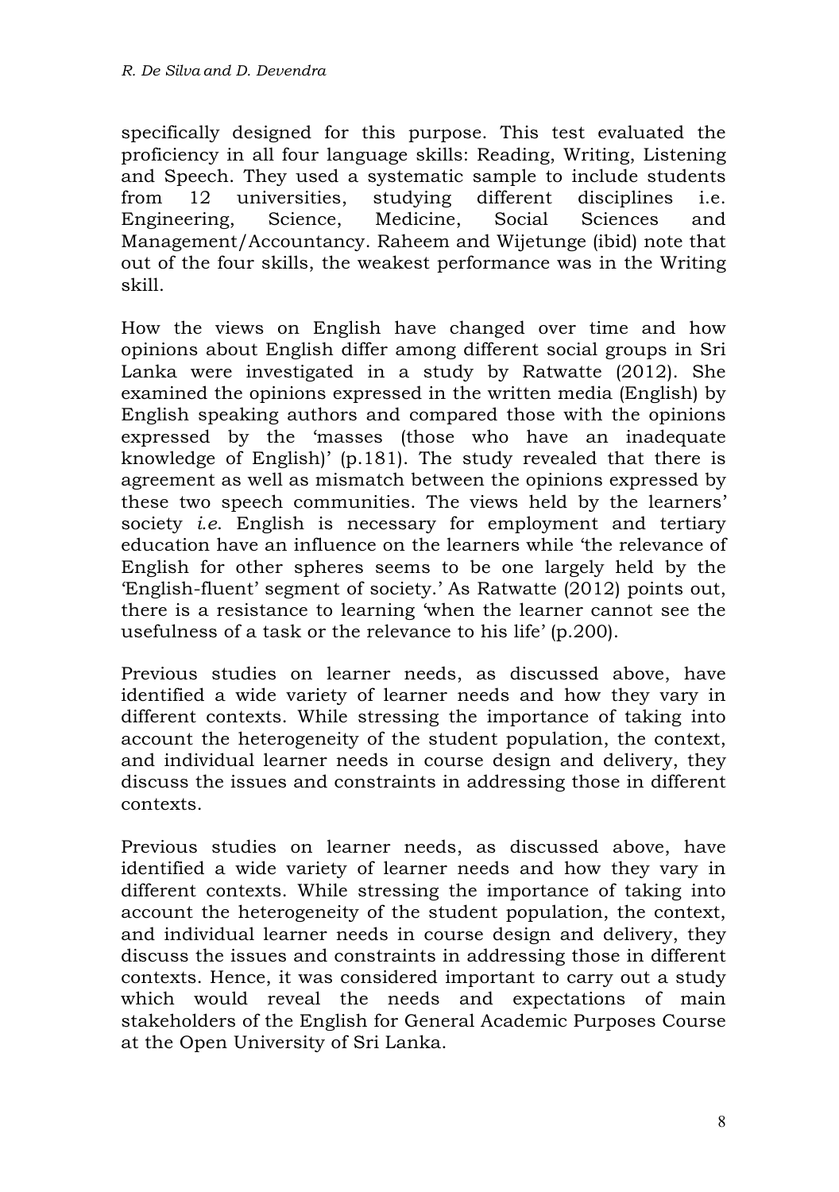specifically designed for this purpose. This test evaluated the proficiency in all four language skills: Reading, Writing, Listening and Speech. They used a systematic sample to include students from 12 universities, studying different disciplines i.e. Engineering, Science, Medicine, Social Sciences and Management/Accountancy. Raheem and Wijetunge (ibid) note that out of the four skills, the weakest performance was in the Writing skill.

How the views on English have changed over time and how opinions about English differ among different social groups in Sri Lanka were investigated in a study by Ratwatte (2012). She examined the opinions expressed in the written media (English) by English speaking authors and compared those with the opinions expressed by the 'masses (those who have an inadequate knowledge of English)' (p.181). The study revealed that there is agreement as well as mismatch between the opinions expressed by these two speech communities. The views held by the learners' society *i.e.* English is necessary for employment and tertiary education have an influence on the learners while 'the relevance of English for other spheres seems to be one largely held by the 'English-fluent' segment of society.' As Ratwatte (2012) points out, there is a resistance to learning 'when the learner cannot see the usefulness of a task or the relevance to his life' (p.200).

Previous studies on learner needs, as discussed above, have identified a wide variety of learner needs and how they vary in different contexts. While stressing the importance of taking into account the heterogeneity of the student population, the context, and individual learner needs in course design and delivery, they discuss the issues and constraints in addressing those in different contexts.

Previous studies on learner needs, as discussed above, have identified a wide variety of learner needs and how they vary in different contexts. While stressing the importance of taking into account the heterogeneity of the student population, the context, and individual learner needs in course design and delivery, they discuss the issues and constraints in addressing those in different contexts. Hence, it was considered important to carry out a study which would reveal the needs and expectations of main stakeholders of the English for General Academic Purposes Course at the Open University of Sri Lanka.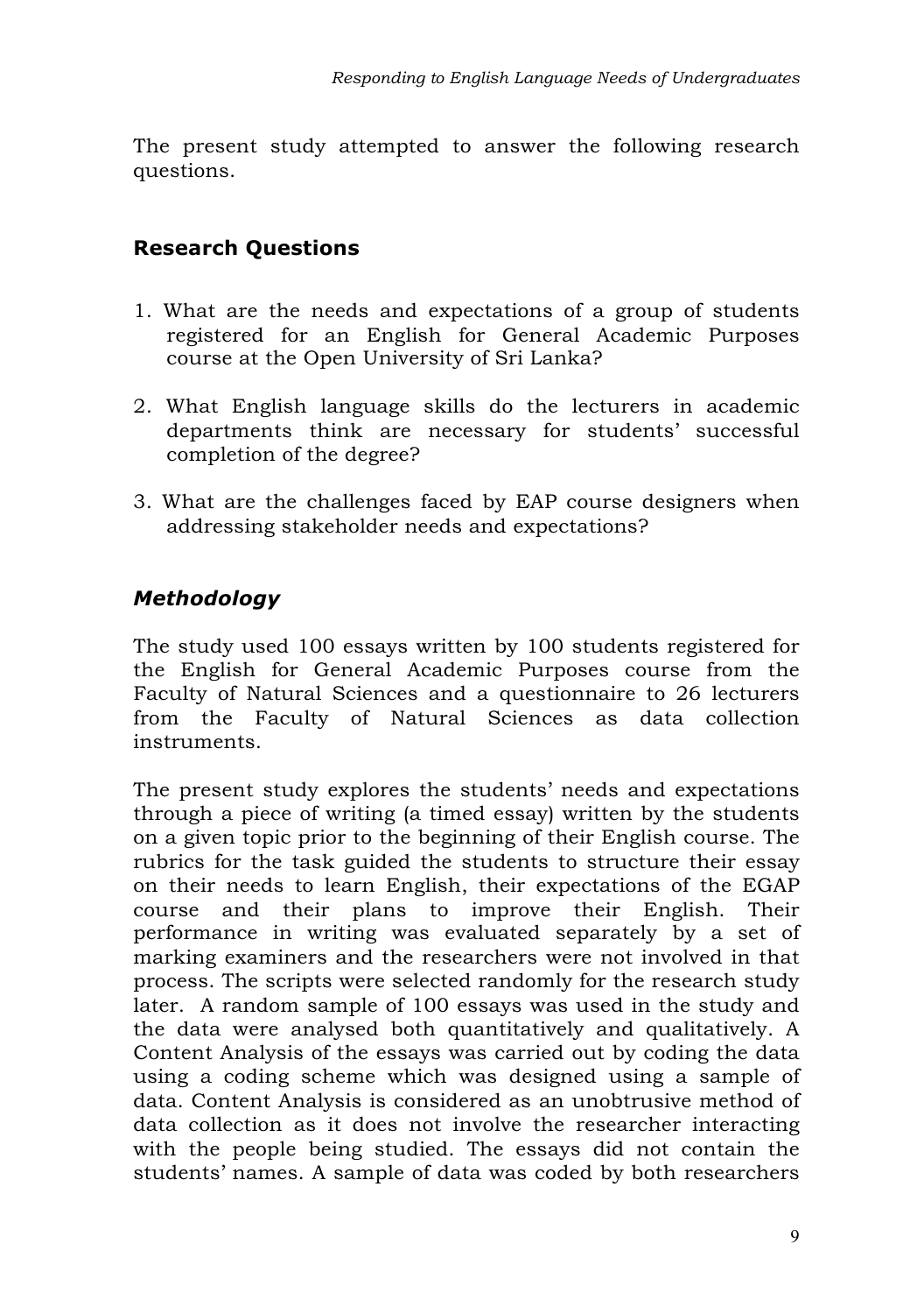The present study attempted to answer the following research questions.

## Research Questions

1. What are the needs and expectations of a group of students registered for an English for General Academic Purposes course at the Open University of Sri Lanka?
2. What English language skills do the lecturers in academic departments think are necessary for students' successful completion of the degree?
3. What are the challenges faced by EAP course designers when addressing stakeholder needs and expectations?

## *Methodology*

The study used 100 essays written by 100 students registered for the English for General Academic Purposes course from the Faculty of Natural Sciences and a questionnaire to 26 lecturers from the Faculty of Natural Sciences as data collection instruments.

The present study explores the students' needs and expectations through a piece of writing (a timed essay) written by the students on a given topic prior to the beginning of their English course. The rubrics for the task guided the students to structure their essay on their needs to learn English, their expectations of the EGAP course and their plans to improve their English. Their performance in writing was evaluated separately by a set of marking examiners and the researchers were not involved in that process. The scripts were selected randomly for the research study later. A random sample of 100 essays was used in the study and the data were analysed both quantitatively and qualitatively. A Content Analysis of the essays was carried out by coding the data using a coding scheme which was designed using a sample of data. Content Analysis is considered as an unobtrusive method of data collection as it does not involve the researcher interacting with the people being studied. The essays did not contain the students' names. A sample of data was coded by both researchers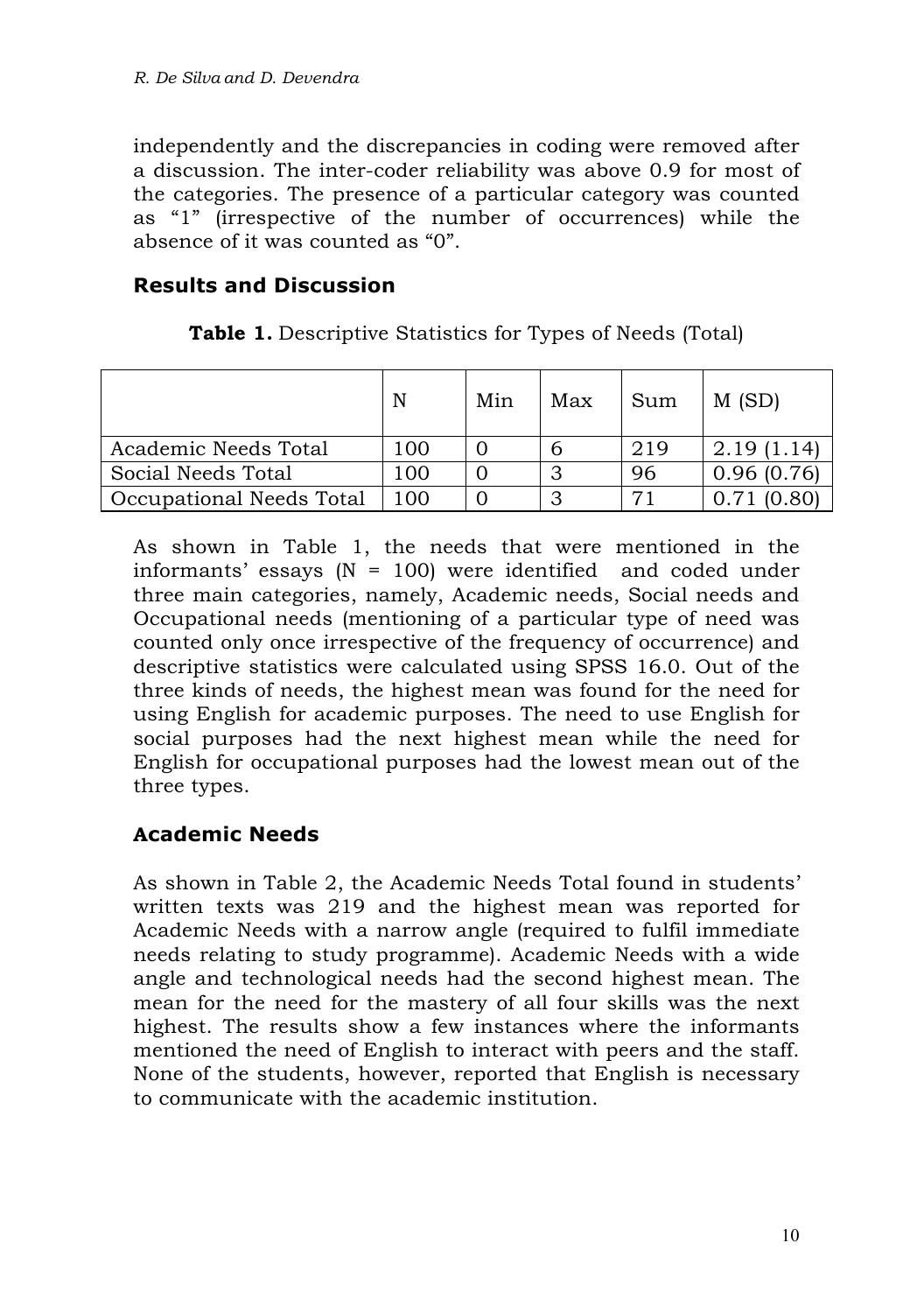independently and the discrepancies in coding were removed after a discussion. The inter-coder reliability was above 0.9 for most of the categories. The presence of a particular category was counted as "1" (irrespective of the number of occurrences) while the absence of it was counted as "0".

## Results and Discussion

**Table 1.** Descriptive Statistics for Types of Needs (Total)

| | N | Min | Max | Sum | M (SD) |
|---|---|---|---|---|---|
| Academic Needs Total | 100 | 0 | 6 | 219 | 2.19 (1.14) |
| Social Needs Total | 100 | 0 | 3 | 96 | 0.96 (0.76) |
| Occupational Needs Total | 100 | 0 | 3 | 71 | 0.71 (0.80) |

As shown in Table 1, the needs that were mentioned in the informants' essays (N = 100) were identified and coded under three main categories, namely, Academic needs, Social needs and Occupational needs (mentioning of a particular type of need was counted only once irrespective of the frequency of occurrence) and descriptive statistics were calculated using SPSS 16.0. Out of the three kinds of needs, the highest mean was found for the need for using English for academic purposes. The need to use English for social purposes had the next highest mean while the need for English for occupational purposes had the lowest mean out of the three types.

## Academic Needs

As shown in Table 2, the Academic Needs Total found in students' written texts was 219 and the highest mean was reported for Academic Needs with a narrow angle (required to fulfil immediate needs relating to study programme). Academic Needs with a wide angle and technological needs had the second highest mean. The mean for the need for the mastery of all four skills was the next highest. The results show a few instances where the informants mentioned the need of English to interact with peers and the staff. None of the students, however, reported that English is necessary to communicate with the academic institution.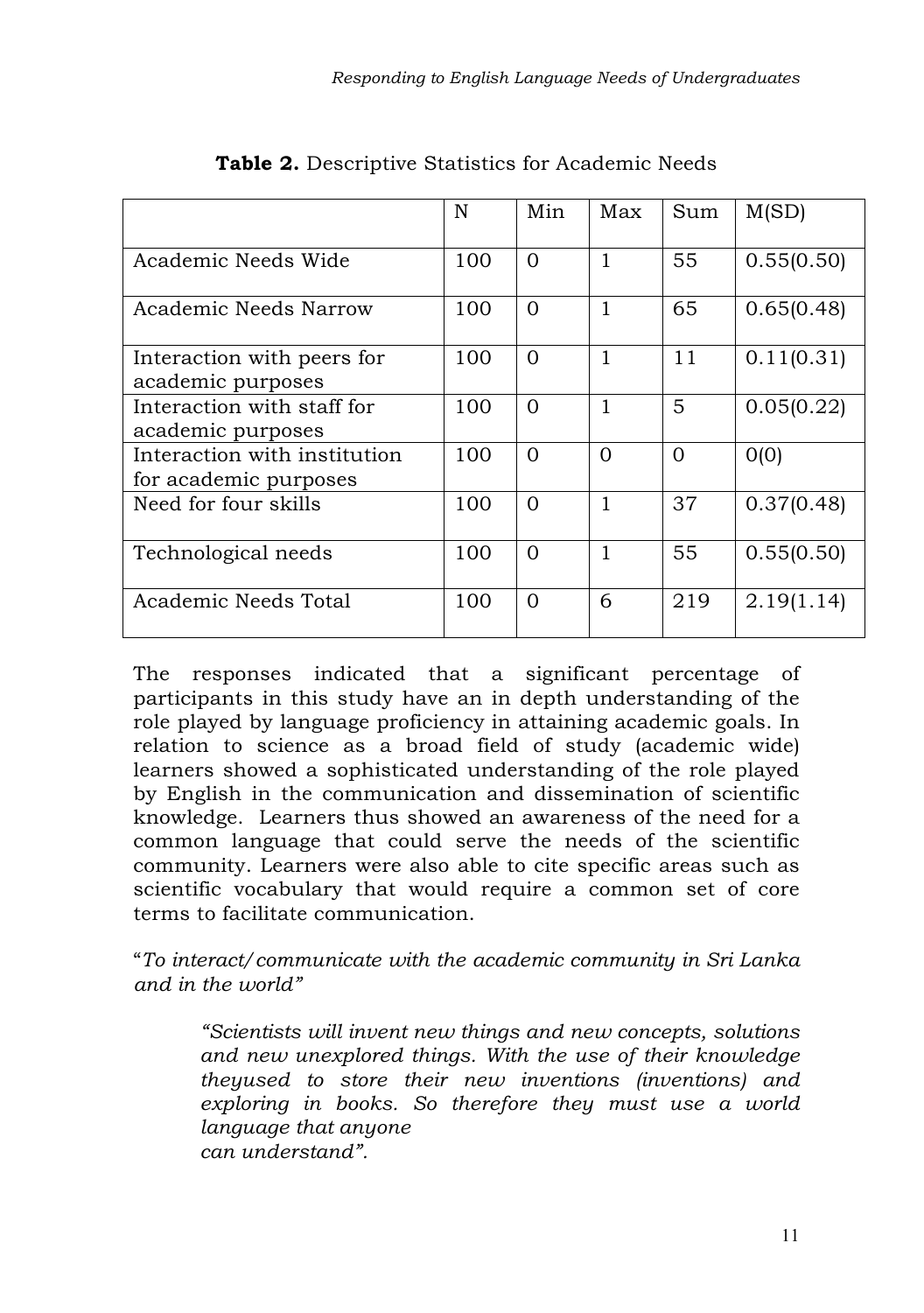**Table 2.** Descriptive Statistics for Academic Needs

| | N | Min | Max | Sum | M(SD) |
|---|---|---|---|---|---|
| Academic Needs Wide | 100 | 0 | 1 | 55 | 0.55(0.50) |
| Academic Needs Narrow | 100 | 0 | 1 | 65 | 0.65(0.48) |
| Interaction with peers for academic purposes | 100 | 0 | 1 | 11 | 0.11(0.31) |
| Interaction with staff for academic purposes | 100 | 0 | 1 | 5 | 0.05(0.22) |
| Interaction with institution for academic purposes | 100 | 0 | 0 | 0 | 0(0) |
| Need for four skills | 100 | 0 | 1 | 37 | 0.37(0.48) |
| Technological needs | 100 | 0 | 1 | 55 | 0.55(0.50) |
| Academic Needs Total | 100 | 0 | 6 | 219 | 2.19(1.14) |

The responses indicated that a significant percentage of participants in this study have an in depth understanding of the role played by language proficiency in attaining academic goals. In relation to science as a broad field of study (academic wide) learners showed a sophisticated understanding of the role played by English in the communication and dissemination of scientific knowledge. Learners thus showed an awareness of the need for a common language that could serve the needs of the scientific community. Learners were also able to cite specific areas such as scientific vocabulary that would require a common set of core terms to facilitate communication.

"*To interact/communicate with the academic community in Sri Lanka and in the world"*

> *"Scientists will invent new things and new concepts, solutions and new unexplored things. With the use of their knowledge theyused to store their new inventions (inventions) and exploring in books. So therefore they must use a world language that anyone can understand".*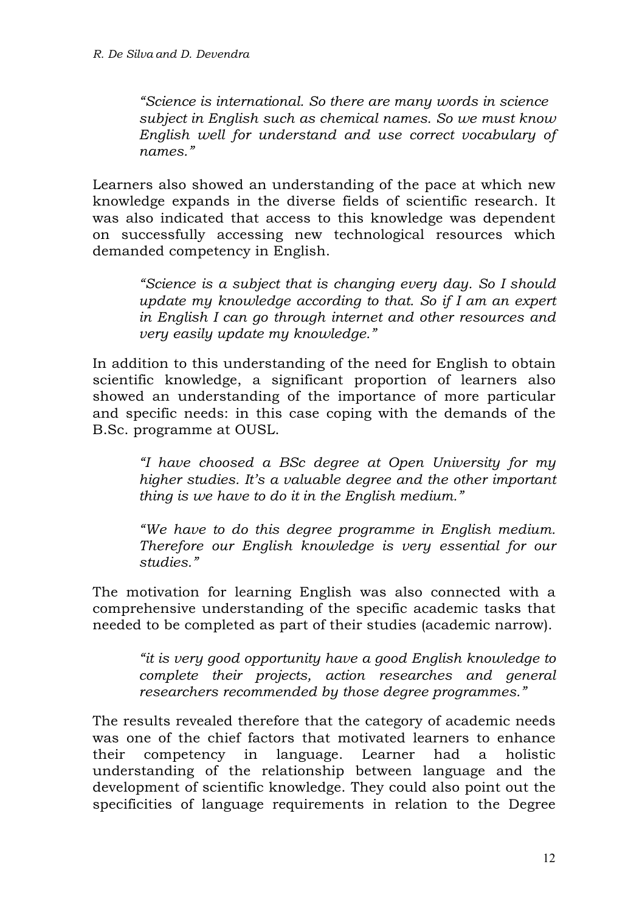> *"Science is international. So there are many words in science subject in English such as chemical names. So we must know English well for understand and use correct vocabulary of names."*

Learners also showed an understanding of the pace at which new knowledge expands in the diverse fields of scientific research. It was also indicated that access to this knowledge was dependent on successfully accessing new technological resources which demanded competency in English.

> *"Science is a subject that is changing every day. So I should update my knowledge according to that. So if I am an expert in English I can go through internet and other resources and very easily update my knowledge."*

In addition to this understanding of the need for English to obtain scientific knowledge, a significant proportion of learners also showed an understanding of the importance of more particular and specific needs: in this case coping with the demands of the B.Sc. programme at OUSL.

> *"I have choosed a BSc degree at Open University for my higher studies. It's a valuable degree and the other important thing is we have to do it in the English medium."*

> *"We have to do this degree programme in English medium. Therefore our English knowledge is very essential for our studies."*

The motivation for learning English was also connected with a comprehensive understanding of the specific academic tasks that needed to be completed as part of their studies (academic narrow).

> *"it is very good opportunity have a good English knowledge to complete their projects, action researches and general researchers recommended by those degree programmes."*

The results revealed therefore that the category of academic needs was one of the chief factors that motivated learners to enhance their competency in language. Learner had a holistic understanding of the relationship between language and the development of scientific knowledge. They could also point out the specificities of language requirements in relation to the Degree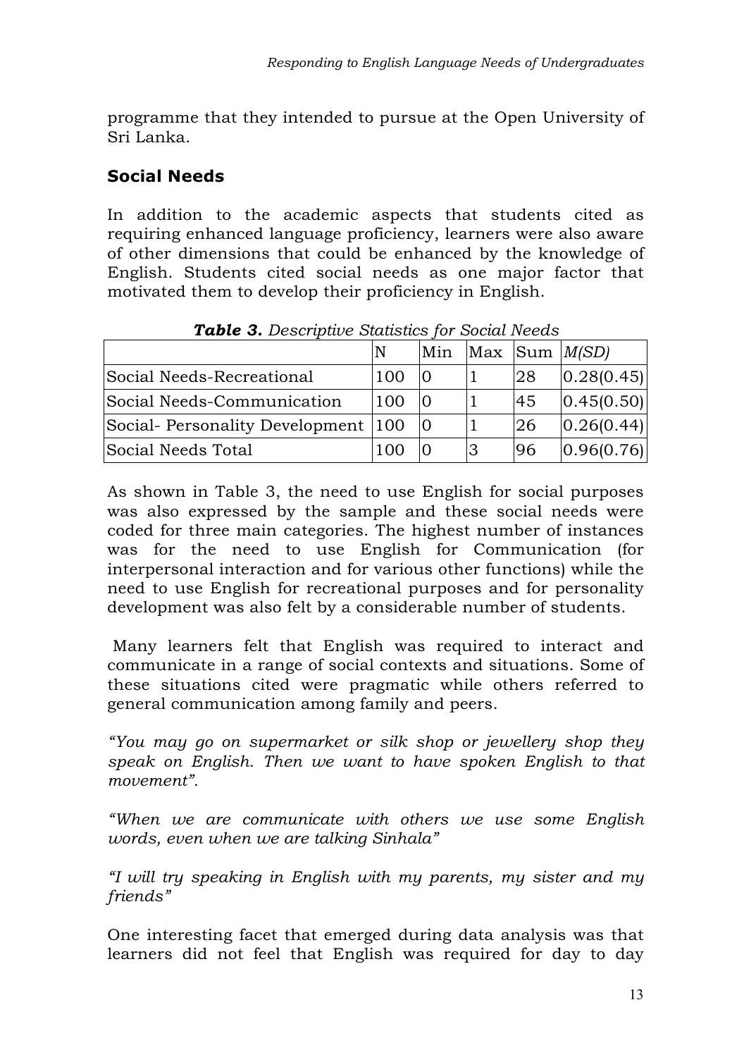programme that they intended to pursue at the Open University of Sri Lanka.

## Social Needs

In addition to the academic aspects that students cited as requiring enhanced language proficiency, learners were also aware of other dimensions that could be enhanced by the knowledge of English. Students cited social needs as one major factor that motivated them to develop their proficiency in English.

***Table 3.*** *Descriptive Statistics for Social Needs*

| | N | Min | Max | Sum | *M(SD)* |
|---|---|---|---|---|---|
| Social Needs-Recreational | 100 | 0 | 1 | 28 | 0.28(0.45) |
| Social Needs-Communication | 100 | 0 | 1 | 45 | 0.45(0.50) |
| Social- Personality Development | 100 | 0 | 1 | 26 | 0.26(0.44) |
| Social Needs Total | 100 | 0 | 3 | 96 | 0.96(0.76) |

As shown in Table 3, the need to use English for social purposes was also expressed by the sample and these social needs were coded for three main categories. The highest number of instances was for the need to use English for Communication (for interpersonal interaction and for various other functions) while the need to use English for recreational purposes and for personality development was also felt by a considerable number of students.

Many learners felt that English was required to interact and communicate in a range of social contexts and situations. Some of these situations cited were pragmatic while others referred to general communication among family and peers.

*"You may go on supermarket or silk shop or jewellery shop they speak on English. Then we want to have spoken English to that movement".*

*"When we are communicate with others we use some English words, even when we are talking Sinhala"*

*"I will try speaking in English with my parents, my sister and my friends"*

One interesting facet that emerged during data analysis was that learners did not feel that English was required for day to day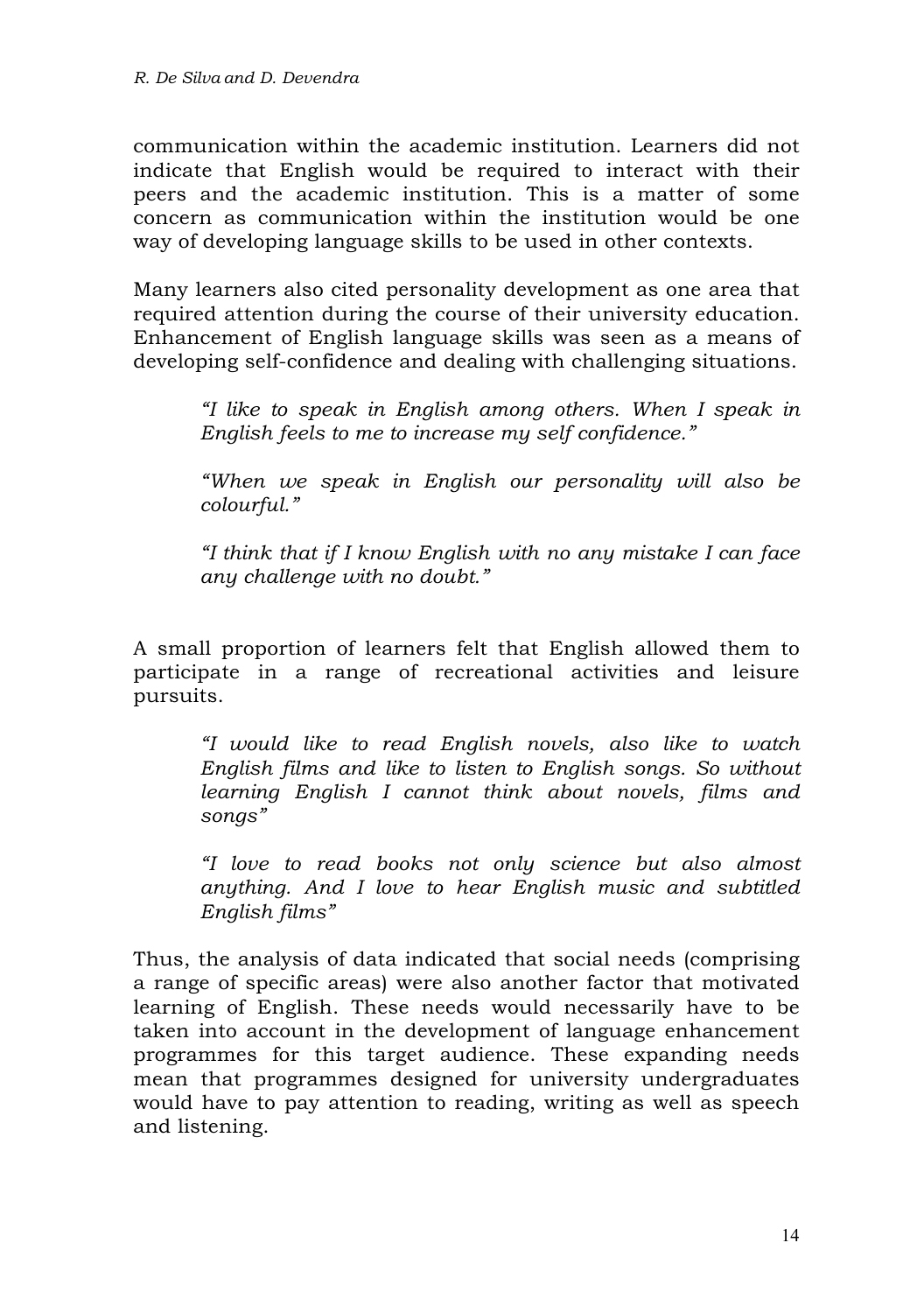communication within the academic institution. Learners did not indicate that English would be required to interact with their peers and the academic institution. This is a matter of some concern as communication within the institution would be one way of developing language skills to be used in other contexts.

Many learners also cited personality development as one area that required attention during the course of their university education. Enhancement of English language skills was seen as a means of developing self-confidence and dealing with challenging situations.

> *"I like to speak in English among others. When I speak in English feels to me to increase my self confidence."*
>
> *"When we speak in English our personality will also be colourful."*
>
> *"I think that if I know English with no any mistake I can face any challenge with no doubt."*

A small proportion of learners felt that English allowed them to participate in a range of recreational activities and leisure pursuits.

> *"I would like to read English novels, also like to watch English films and like to listen to English songs. So without learning English I cannot think about novels, films and songs"*
>
> *"I love to read books not only science but also almost anything. And I love to hear English music and subtitled English films"*

Thus, the analysis of data indicated that social needs (comprising a range of specific areas) were also another factor that motivated learning of English. These needs would necessarily have to be taken into account in the development of language enhancement programmes for this target audience. These expanding needs mean that programmes designed for university undergraduates would have to pay attention to reading, writing as well as speech and listening.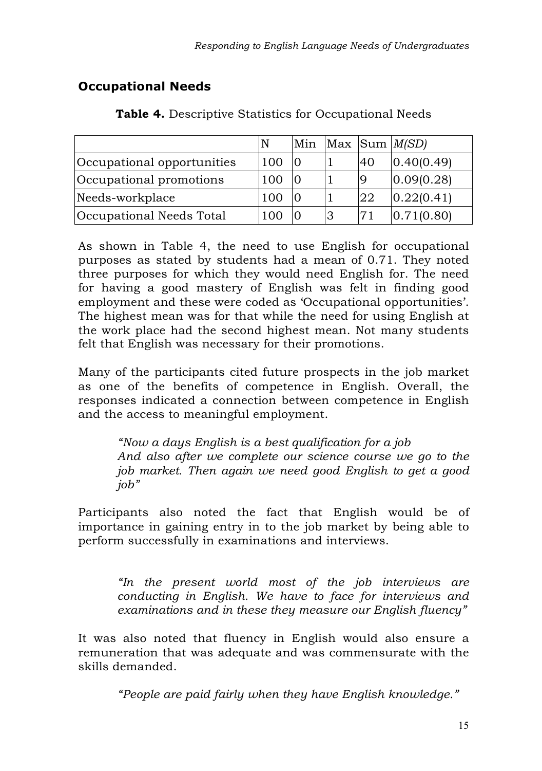## Occupational Needs

**Table 4.** Descriptive Statistics for Occupational Needs

| | N | Min | Max | Sum | *M(SD)* |
|---|---|---|---|---|---|
| Occupational opportunities | 100 | 0 | 1 | 40 | 0.40(0.49) |
| Occupational promotions | 100 | 0 | 1 | 9 | 0.09(0.28) |
| Needs-workplace | 100 | 0 | 1 | 22 | 0.22(0.41) |
| Occupational Needs Total | 100 | 0 | 3 | 71 | 0.71(0.80) |

As shown in Table 4, the need to use English for occupational purposes as stated by students had a mean of 0.71. They noted three purposes for which they would need English for. The need for having a good mastery of English was felt in finding good employment and these were coded as 'Occupational opportunities'. The highest mean was for that while the need for using English at the work place had the second highest mean. Not many students felt that English was necessary for their promotions.

Many of the participants cited future prospects in the job market as one of the benefits of competence in English. Overall, the responses indicated a connection between competence in English and the access to meaningful employment.

> *"Now a days English is a best qualification for a job And also after we complete our science course we go to the job market. Then again we need good English to get a good job"*

Participants also noted the fact that English would be of importance in gaining entry in to the job market by being able to perform successfully in examinations and interviews.

> *"In the present world most of the job interviews are conducting in English. We have to face for interviews and examinations and in these they measure our English fluency"*

It was also noted that fluency in English would also ensure a remuneration that was adequate and was commensurate with the skills demanded.

> *"People are paid fairly when they have English knowledge."*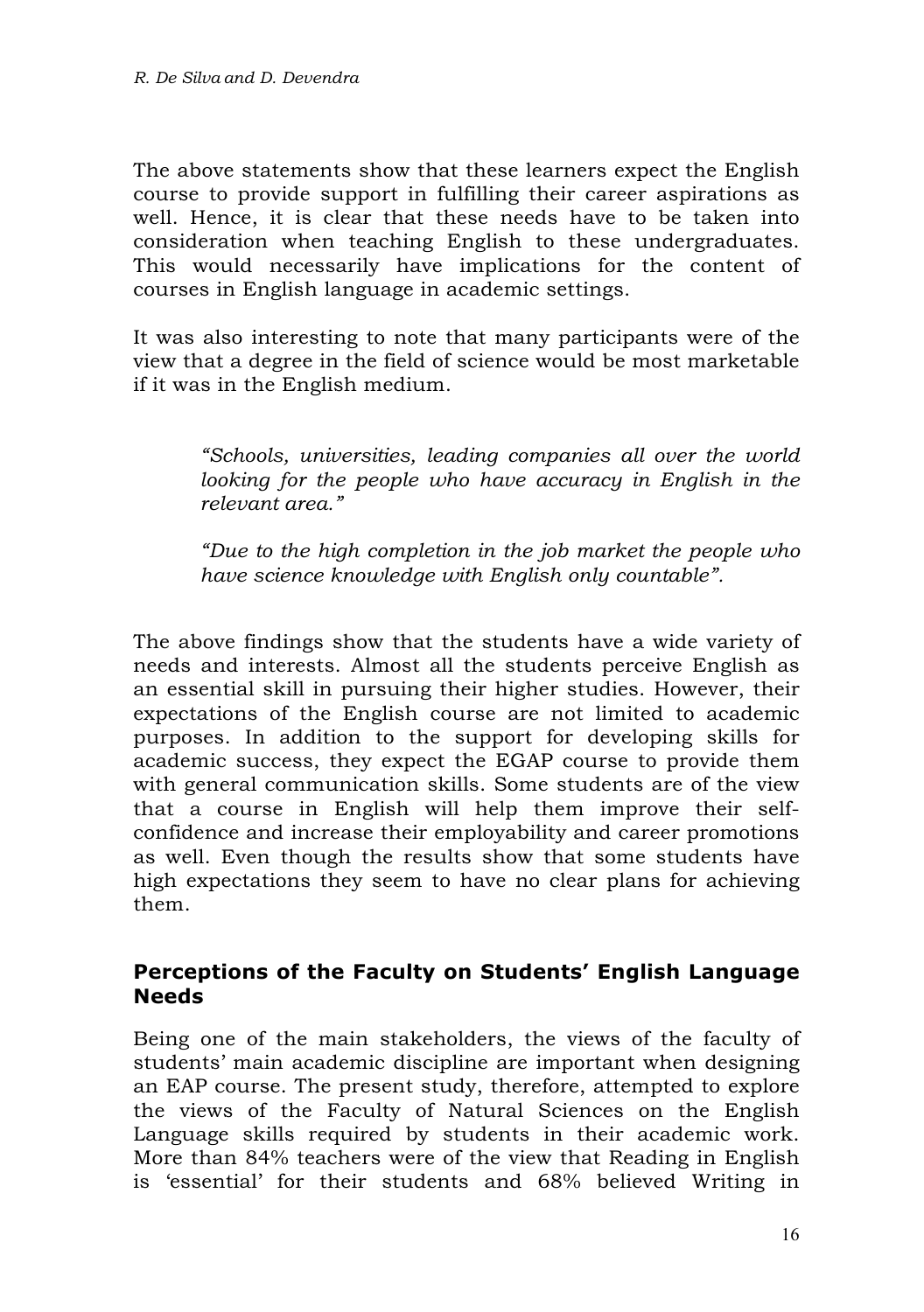The above statements show that these learners expect the English course to provide support in fulfilling their career aspirations as well. Hence, it is clear that these needs have to be taken into consideration when teaching English to these undergraduates. This would necessarily have implications for the content of courses in English language in academic settings.

It was also interesting to note that many participants were of the view that a degree in the field of science would be most marketable if it was in the English medium.

> *"Schools, universities, leading companies all over the world looking for the people who have accuracy in English in the relevant area."*
>
> *"Due to the high completion in the job market the people who have science knowledge with English only countable".*

The above findings show that the students have a wide variety of needs and interests. Almost all the students perceive English as an essential skill in pursuing their higher studies. However, their expectations of the English course are not limited to academic purposes. In addition to the support for developing skills for academic success, they expect the EGAP course to provide them with general communication skills. Some students are of the view that a course in English will help them improve their self-confidence and increase their employability and career promotions as well. Even though the results show that some students have high expectations they seem to have no clear plans for achieving them.

## Perceptions of the Faculty on Students' English Language Needs

Being one of the main stakeholders, the views of the faculty of students' main academic discipline are important when designing an EAP course. The present study, therefore, attempted to explore the views of the Faculty of Natural Sciences on the English Language skills required by students in their academic work. More than 84% teachers were of the view that Reading in English is 'essential' for their students and 68% believed Writing in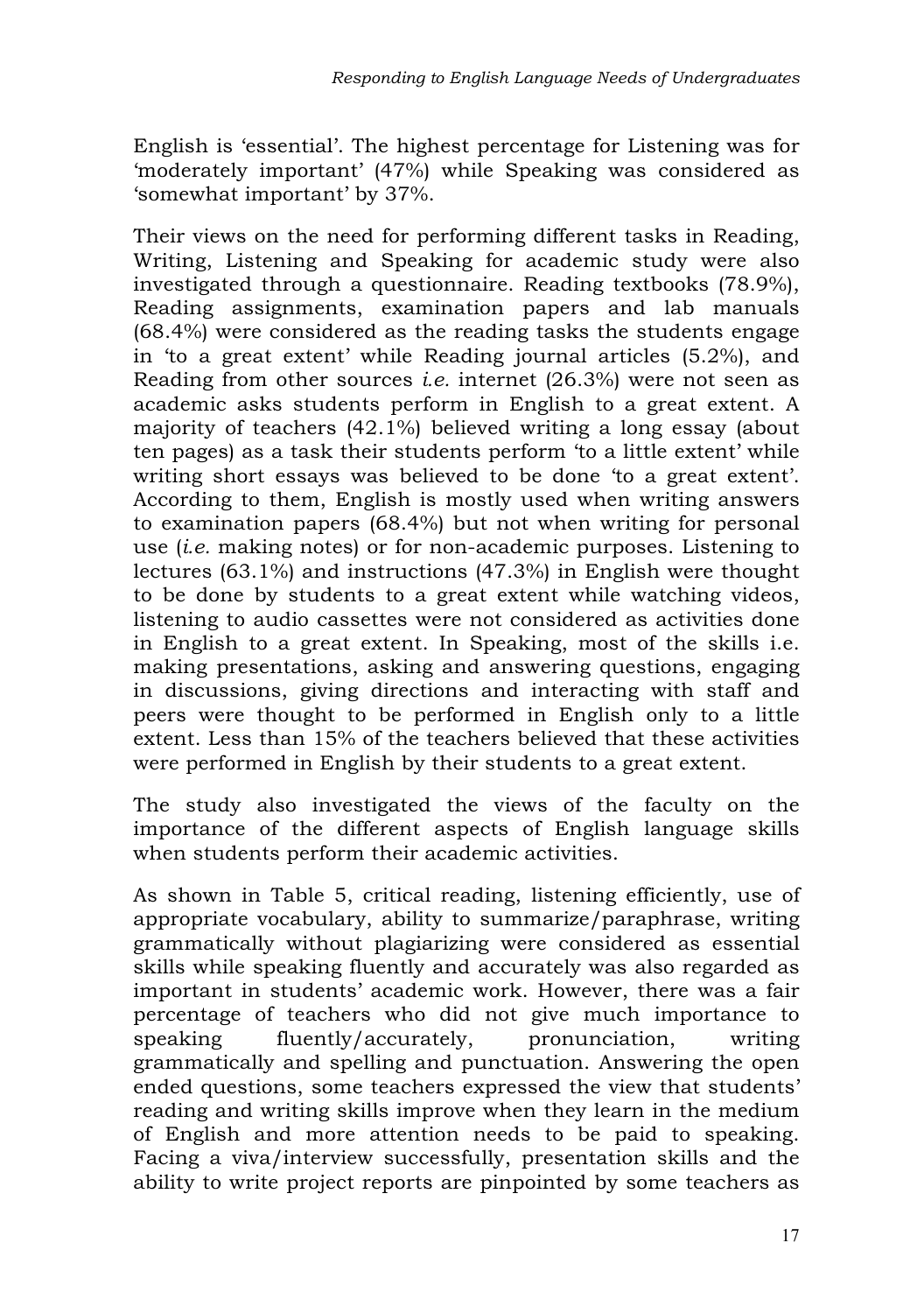English is 'essential'. The highest percentage for Listening was for 'moderately important' (47%) while Speaking was considered as 'somewhat important' by 37%.

Their views on the need for performing different tasks in Reading, Writing, Listening and Speaking for academic study were also investigated through a questionnaire. Reading textbooks (78.9%), Reading assignments, examination papers and lab manuals (68.4%) were considered as the reading tasks the students engage in 'to a great extent' while Reading journal articles (5.2%), and Reading from other sources *i.e.* internet (26.3%) were not seen as academic asks students perform in English to a great extent. A majority of teachers (42.1%) believed writing a long essay (about ten pages) as a task their students perform 'to a little extent' while writing short essays was believed to be done 'to a great extent'. According to them, English is mostly used when writing answers to examination papers (68.4%) but not when writing for personal use (*i.e.* making notes) or for non-academic purposes. Listening to lectures (63.1%) and instructions (47.3%) in English were thought to be done by students to a great extent while watching videos, listening to audio cassettes were not considered as activities done in English to a great extent. In Speaking, most of the skills i.e. making presentations, asking and answering questions, engaging in discussions, giving directions and interacting with staff and peers were thought to be performed in English only to a little extent. Less than 15% of the teachers believed that these activities were performed in English by their students to a great extent.

The study also investigated the views of the faculty on the importance of the different aspects of English language skills when students perform their academic activities.

As shown in Table 5, critical reading, listening efficiently, use of appropriate vocabulary, ability to summarize/paraphrase, writing grammatically without plagiarizing were considered as essential skills while speaking fluently and accurately was also regarded as important in students' academic work. However, there was a fair percentage of teachers who did not give much importance to speaking fluently/accurately, pronunciation, writing grammatically and spelling and punctuation. Answering the open ended questions, some teachers expressed the view that students' reading and writing skills improve when they learn in the medium of English and more attention needs to be paid to speaking. Facing a viva/interview successfully, presentation skills and the ability to write project reports are pinpointed by some teachers as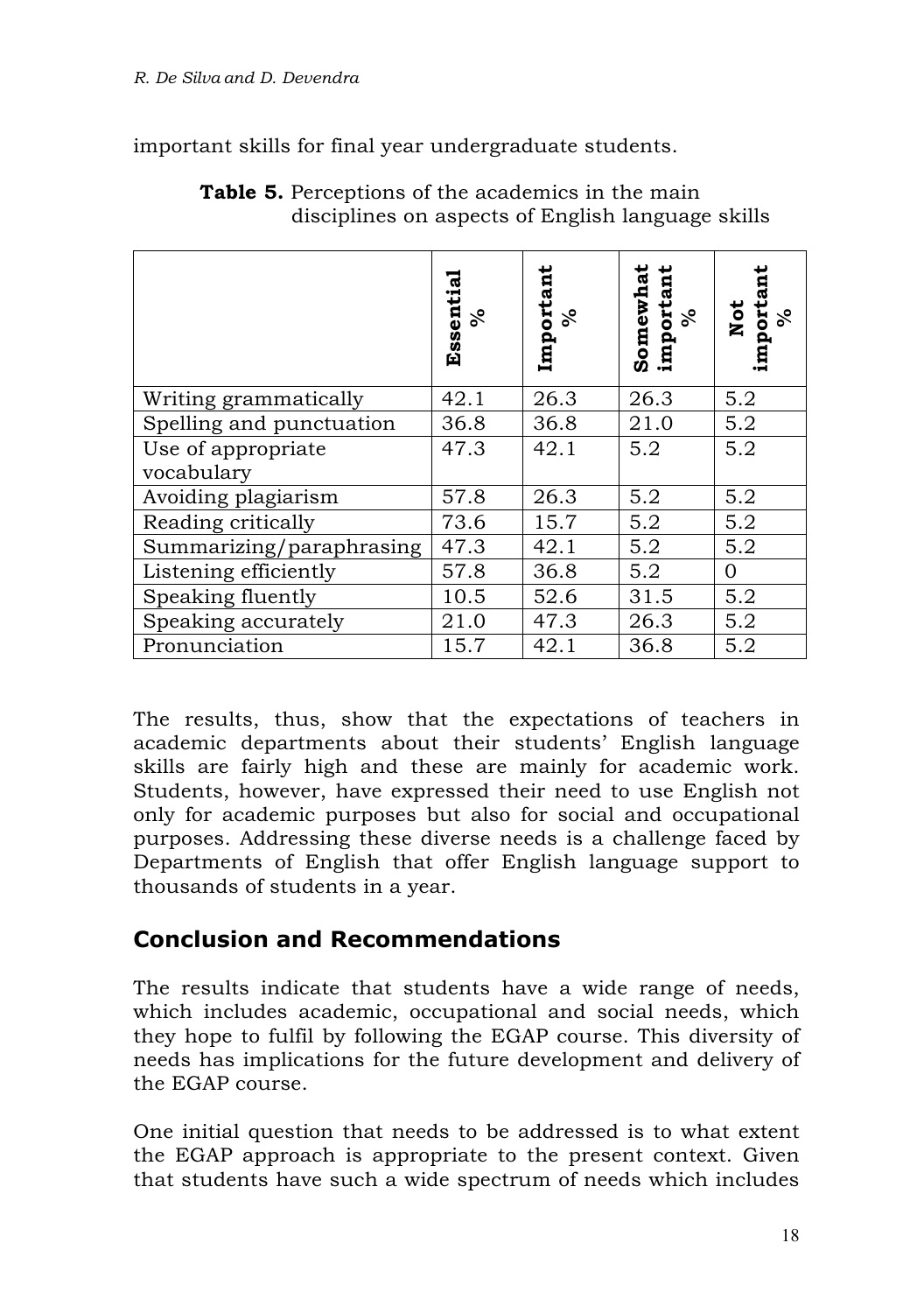important skills for final year undergraduate students.

**Table 5.** Perceptions of the academics in the main disciplines on aspects of English language skills

| | Essential % | Important % | Somewhat important % | Not important % |
|---|---|---|---|---|
| Writing grammatically | 42.1 | 26.3 | 26.3 | 5.2 |
| Spelling and punctuation | 36.8 | 36.8 | 21.0 | 5.2 |
| Use of appropriate vocabulary | 47.3 | 42.1 | 5.2 | 5.2 |
| Avoiding plagiarism | 57.8 | 26.3 | 5.2 | 5.2 |
| Reading critically | 73.6 | 15.7 | 5.2 | 5.2 |
| Summarizing/paraphrasing | 47.3 | 42.1 | 5.2 | 5.2 |
| Listening efficiently | 57.8 | 36.8 | 5.2 | 0 |
| Speaking fluently | 10.5 | 52.6 | 31.5 | 5.2 |
| Speaking accurately | 21.0 | 47.3 | 26.3 | 5.2 |
| Pronunciation | 15.7 | 42.1 | 36.8 | 5.2 |

The results, thus, show that the expectations of teachers in academic departments about their students' English language skills are fairly high and these are mainly for academic work. Students, however, have expressed their need to use English not only for academic purposes but also for social and occupational purposes. Addressing these diverse needs is a challenge faced by Departments of English that offer English language support to thousands of students in a year.

## Conclusion and Recommendations

The results indicate that students have a wide range of needs, which includes academic, occupational and social needs, which they hope to fulfil by following the EGAP course. This diversity of needs has implications for the future development and delivery of the EGAP course.

One initial question that needs to be addressed is to what extent the EGAP approach is appropriate to the present context. Given that students have such a wide spectrum of needs which includes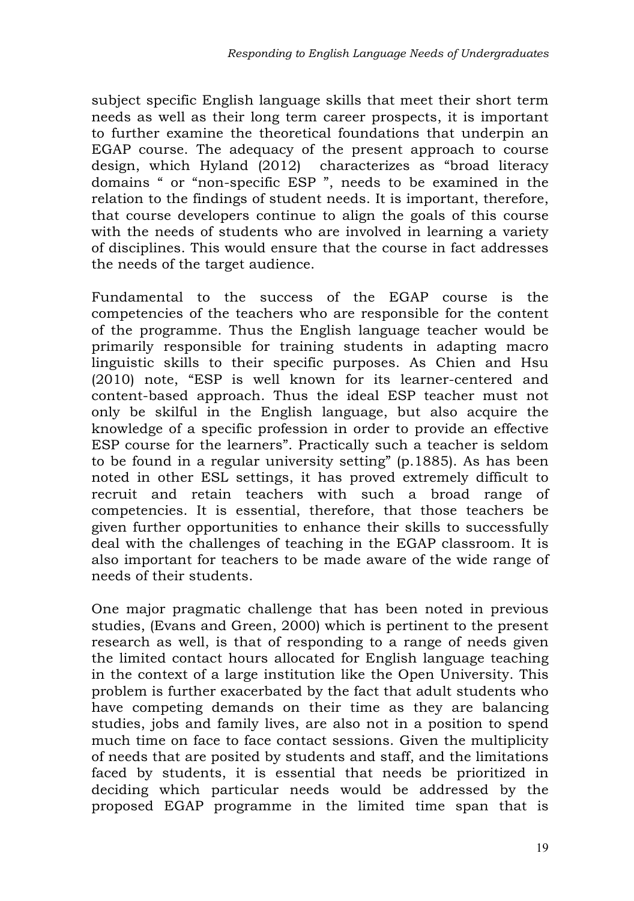subject specific English language skills that meet their short term needs as well as their long term career prospects, it is important to further examine the theoretical foundations that underpin an EGAP course. The adequacy of the present approach to course design, which Hyland (2012) characterizes as "broad literacy domains " or "non-specific ESP ", needs to be examined in the relation to the findings of student needs. It is important, therefore, that course developers continue to align the goals of this course with the needs of students who are involved in learning a variety of disciplines. This would ensure that the course in fact addresses the needs of the target audience.

Fundamental to the success of the EGAP course is the competencies of the teachers who are responsible for the content of the programme. Thus the English language teacher would be primarily responsible for training students in adapting macro linguistic skills to their specific purposes. As Chien and Hsu (2010) note, "ESP is well known for its learner-centered and content-based approach. Thus the ideal ESP teacher must not only be skilful in the English language, but also acquire the knowledge of a specific profession in order to provide an effective ESP course for the learners". Practically such a teacher is seldom to be found in a regular university setting" (p.1885). As has been noted in other ESL settings, it has proved extremely difficult to recruit and retain teachers with such a broad range of competencies. It is essential, therefore, that those teachers be given further opportunities to enhance their skills to successfully deal with the challenges of teaching in the EGAP classroom. It is also important for teachers to be made aware of the wide range of needs of their students.

One major pragmatic challenge that has been noted in previous studies, (Evans and Green, 2000) which is pertinent to the present research as well, is that of responding to a range of needs given the limited contact hours allocated for English language teaching in the context of a large institution like the Open University. This problem is further exacerbated by the fact that adult students who have competing demands on their time as they are balancing studies, jobs and family lives, are also not in a position to spend much time on face to face contact sessions. Given the multiplicity of needs that are posited by students and staff, and the limitations faced by students, it is essential that needs be prioritized in deciding which particular needs would be addressed by the proposed EGAP programme in the limited time span that is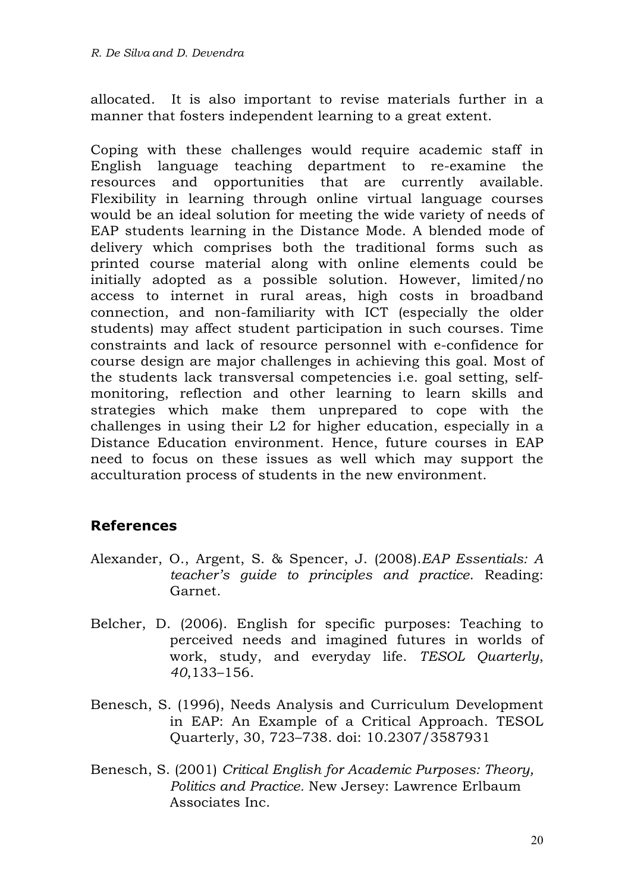allocated. It is also important to revise materials further in a manner that fosters independent learning to a great extent.

Coping with these challenges would require academic staff in English language teaching department to re-examine the resources and opportunities that are currently available. Flexibility in learning through online virtual language courses would be an ideal solution for meeting the wide variety of needs of EAP students learning in the Distance Mode. A blended mode of delivery which comprises both the traditional forms such as printed course material along with online elements could be initially adopted as a possible solution. However, limited/no access to internet in rural areas, high costs in broadband connection, and non-familiarity with ICT (especially the older students) may affect student participation in such courses. Time constraints and lack of resource personnel with e-confidence for course design are major challenges in achieving this goal. Most of the students lack transversal competencies i.e. goal setting, self-monitoring, reflection and other learning to learn skills and strategies which make them unprepared to cope with the challenges in using their L2 for higher education, especially in a Distance Education environment. Hence, future courses in EAP need to focus on these issues as well which may support the acculturation process of students in the new environment.

## References

Alexander, O., Argent, S. & Spencer, J. (2008).*EAP Essentials: A teacher's guide to principles and practice*. Reading: Garnet.

Belcher, D. (2006). English for specific purposes: Teaching to perceived needs and imagined futures in worlds of work, study, and everyday life. *TESOL Quarterly*, *40*,133–156.

Benesch, S. (1996), Needs Analysis and Curriculum Development in EAP: An Example of a Critical Approach. TESOL Quarterly, 30, 723–738. doi: 10.2307/3587931

Benesch, S. (2001) *Critical English for Academic Purposes: Theory, Politics and Practice.* New Jersey: Lawrence Erlbaum Associates Inc.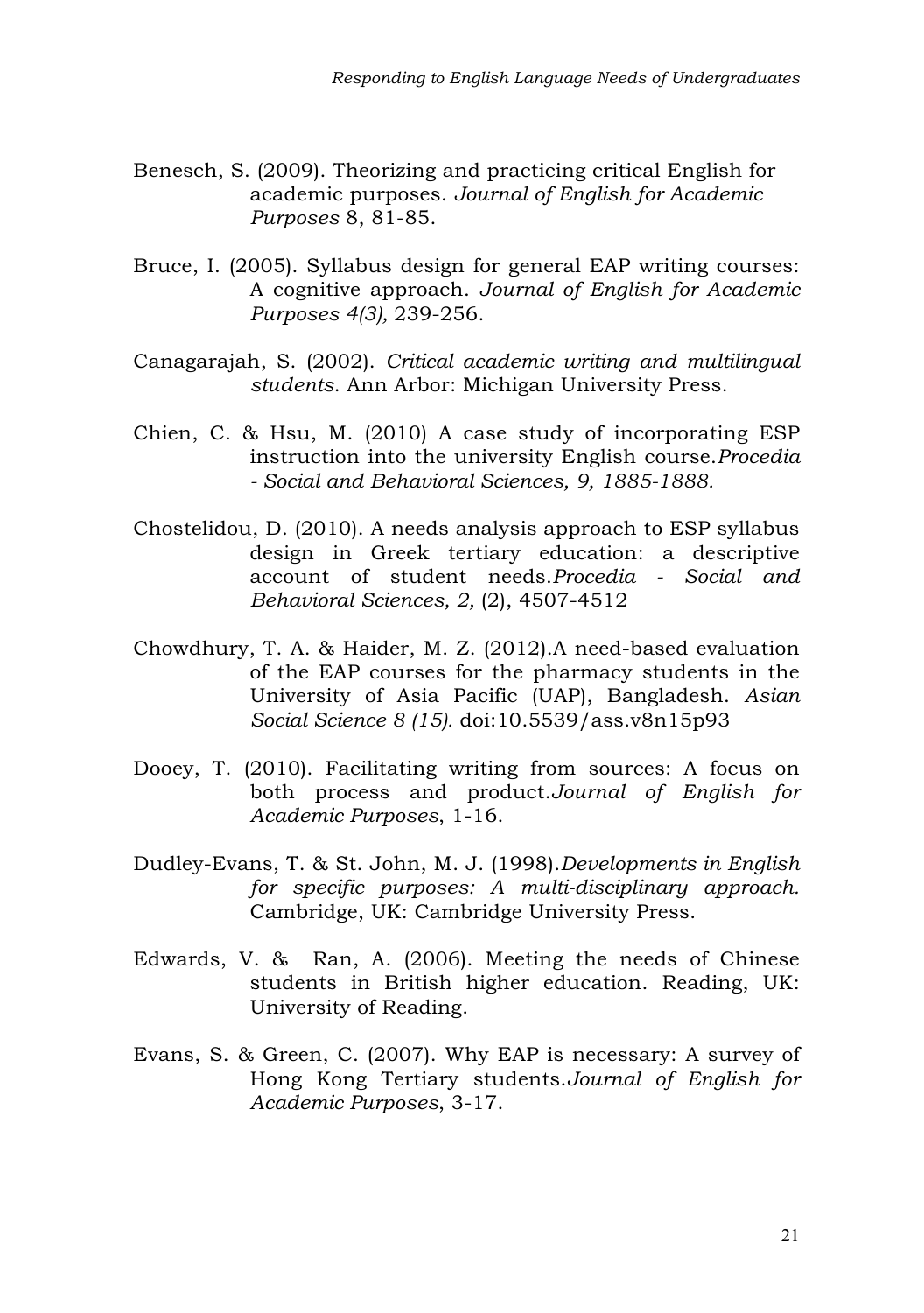Benesch, S. (2009). Theorizing and practicing critical English for academic purposes. *Journal of English for Academic Purposes* 8, 81-85.

Bruce, I. (2005). Syllabus design for general EAP writing courses: A cognitive approach. *Journal of English for Academic Purposes 4(3),* 239-256.

Canagarajah, S. (2002). *Critical academic writing and multilingual students*. Ann Arbor: Michigan University Press.

Chien, C. & Hsu, M. (2010) A case study of incorporating ESP instruction into the university English course.*Procedia - Social and Behavioral Sciences, 9, 1885-1888.*

Chostelidou, D. (2010). A needs analysis approach to ESP syllabus design in Greek tertiary education: a descriptive account of student needs.*Procedia - Social and Behavioral Sciences, 2,* (2), 4507-4512

Chowdhury, T. A. & Haider, M. Z. (2012).A need-based evaluation of the EAP courses for the pharmacy students in the University of Asia Pacific (UAP), Bangladesh. *Asian Social Science 8 (15).* doi:10.5539/ass.v8n15p93

Dooey, T. (2010). Facilitating writing from sources: A focus on both process and product.*Journal of English for Academic Purposes*, 1-16.

Dudley-Evans, T. & St. John, M. J. (1998).*Developments in English for specific purposes: A multi-disciplinary approach.* Cambridge, UK: Cambridge University Press.

Edwards, V. & Ran, A. (2006). Meeting the needs of Chinese students in British higher education. Reading, UK: University of Reading.

Evans, S. & Green, C. (2007). Why EAP is necessary: A survey of Hong Kong Tertiary students.*Journal of English for Academic Purposes*, 3-17.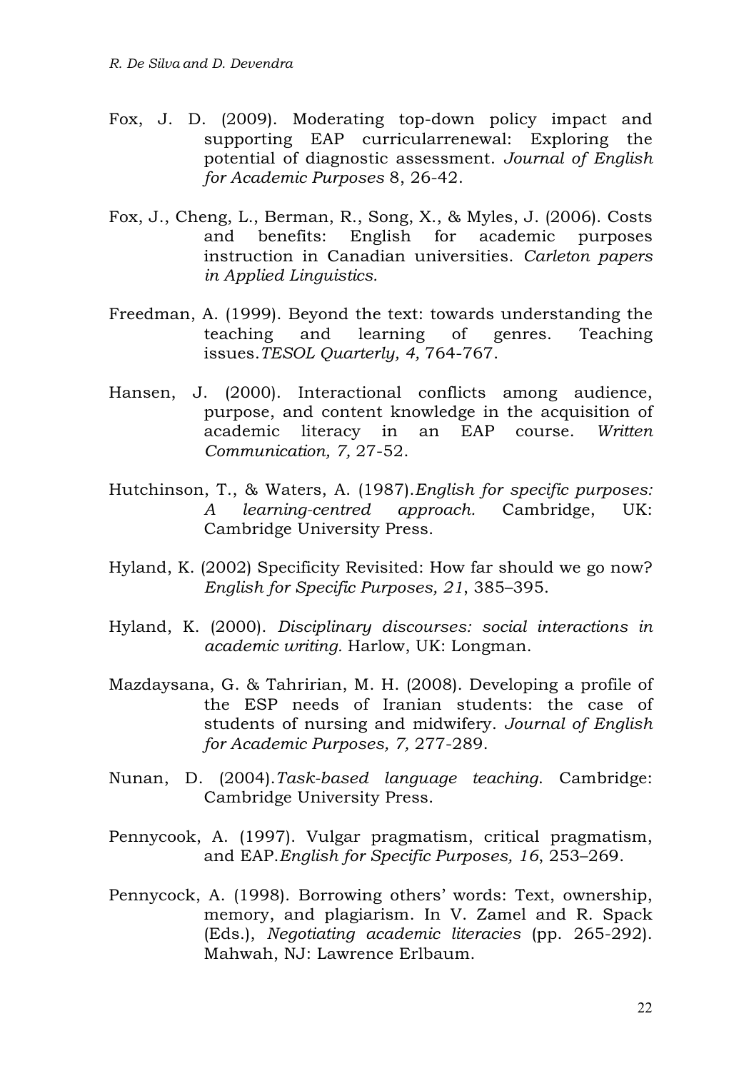Fox, J. D. (2009). Moderating top-down policy impact and supporting EAP curricularrenewal: Exploring the potential of diagnostic assessment. *Journal of English for Academic Purposes* 8, 26-42.

Fox, J., Cheng, L., Berman, R., Song, X., & Myles, J. (2006). Costs and benefits: English for academic purposes instruction in Canadian universities. *Carleton papers in Applied Linguistics.*

Freedman, A. (1999). Beyond the text: towards understanding the teaching and learning of genres. Teaching issues.*TESOL Quarterly, 4,* 764-767.

Hansen, J. (2000). Interactional conflicts among audience, purpose, and content knowledge in the acquisition of academic literacy in an EAP course. *Written Communication, 7,* 27-52.

Hutchinson, T., & Waters, A. (1987).*English for specific purposes: A learning-centred approach.* Cambridge, UK: Cambridge University Press.

Hyland, K. (2002) Specificity Revisited: How far should we go now? *English for Specific Purposes, 21*, 385–395.

Hyland, K. (2000). *Disciplinary discourses: social interactions in academic writing.* Harlow, UK: Longman.

Mazdaysana, G. & Tahririan, M. H. (2008). Developing a profile of the ESP needs of Iranian students: the case of students of nursing and midwifery. *Journal of English for Academic Purposes, 7,* 277-289.

Nunan, D. (2004).*Task-based language teaching.* Cambridge: Cambridge University Press.

Pennycook, A. (1997). Vulgar pragmatism, critical pragmatism, and EAP.*English for Specific Purposes, 16*, 253–269.

Pennycock, A. (1998). Borrowing others' words: Text, ownership, memory, and plagiarism. In V. Zamel and R. Spack (Eds.), *Negotiating academic literacies* (pp. 265-292). Mahwah, NJ: Lawrence Erlbaum.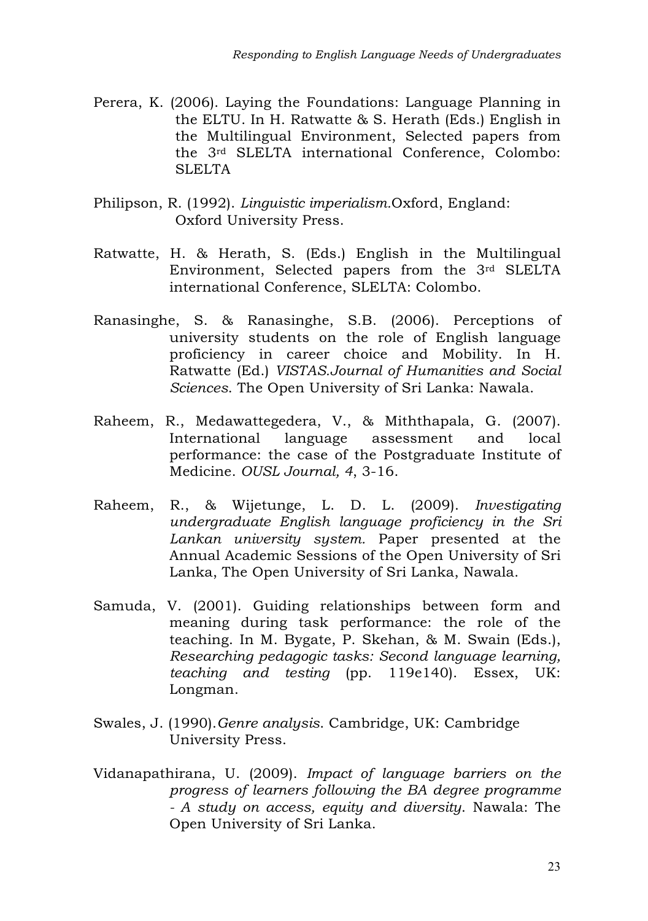Perera, K. (2006). Laying the Foundations: Language Planning in the ELTU. In H. Ratwatte & S. Herath (Eds.) English in the Multilingual Environment, Selected papers from the 3rd SLELTA international Conference, Colombo: SLELTA

Philipson, R. (1992). *Linguistic imperialism.*Oxford, England: Oxford University Press.

Ratwatte, H. & Herath, S. (Eds.) English in the Multilingual Environment, Selected papers from the 3rd SLELTA international Conference, SLELTA: Colombo.

Ranasinghe, S. & Ranasinghe, S.B. (2006). Perceptions of university students on the role of English language proficiency in career choice and Mobility. In H. Ratwatte (Ed.) *VISTAS.Journal of Humanities and Social Sciences*. The Open University of Sri Lanka: Nawala.

Raheem, R., Medawattegedera, V., & Miththapala, G. (2007). International language assessment and local performance: the case of the Postgraduate Institute of Medicine. *OUSL Journal, 4*, 3-16.

Raheem, R., & Wijetunge, L. D. L. (2009). *Investigating undergraduate English language proficiency in the Sri Lankan university system.* Paper presented at the Annual Academic Sessions of the Open University of Sri Lanka, The Open University of Sri Lanka, Nawala.

Samuda, V. (2001). Guiding relationships between form and meaning during task performance: the role of the teaching. In M. Bygate, P. Skehan, & M. Swain (Eds.), *Researching pedagogic tasks: Second language learning, teaching and testing* (pp. 119e140). Essex, UK: Longman.

Swales, J. (1990).*Genre analysis*. Cambridge, UK: Cambridge University Press.

Vidanapathirana, U. (2009). *Impact of language barriers on the progress of learners following the BA degree programme - A study on access, equity and diversity*. Nawala: The Open University of Sri Lanka.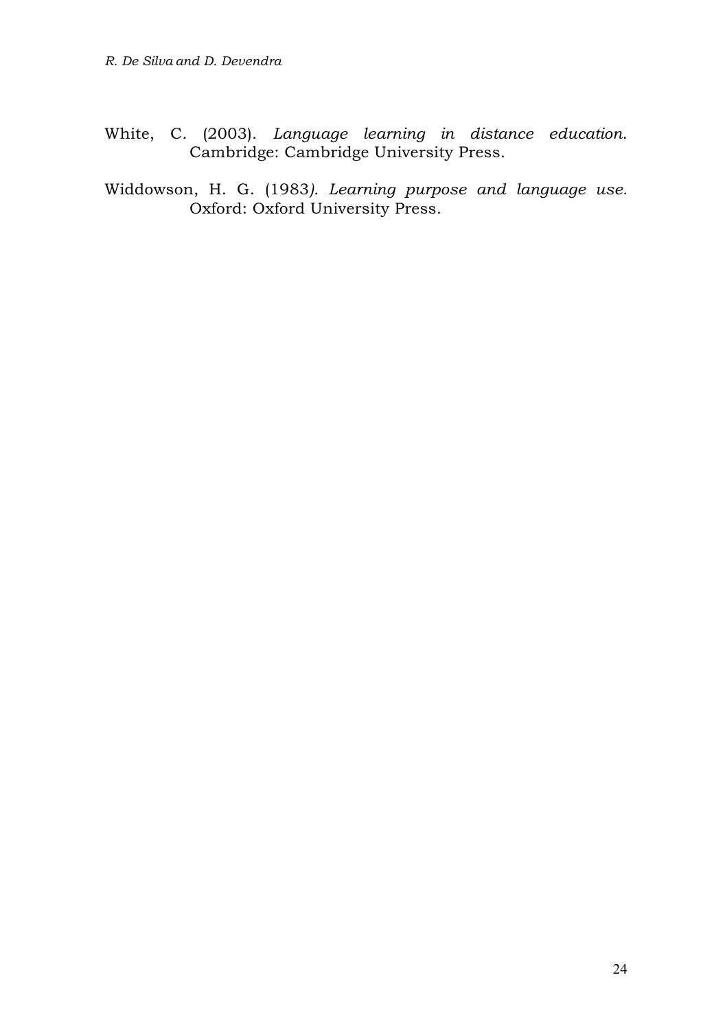White, C. (2003). *Language learning in distance education*. Cambridge: Cambridge University Press.

Widdowson, H. G. (1983). *Learning purpose and language use.* Oxford: Oxford University Press.